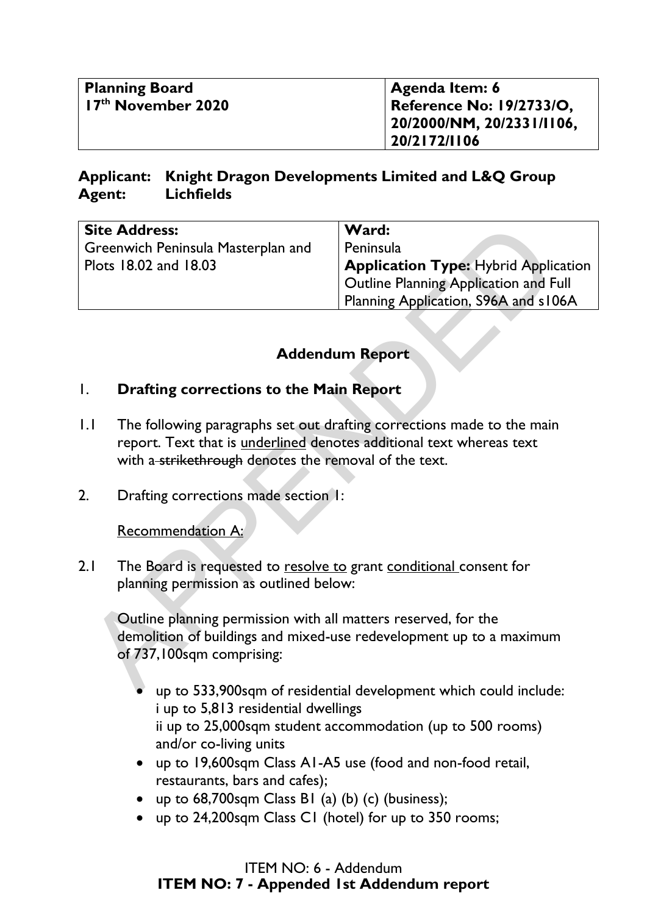| **Planning Board** **17th November 2020** | **Agenda Item: 6** **Reference No: 19/2733/O, 20/2000/NM, 20/2331/I106, 20/2172/I106** |
|---|---|

**Applicant: Knight Dragon Developments Limited and L&Q Group**
**Agent: Lichfields**

| **Site Address:** Greenwich Peninsula Masterplan and Plots 18.02 and 18.03 | **Ward:** Peninsula **Application Type:** Hybrid Application Outline Planning Application and Full Planning Application, S96A and s106A |
|---|---|

## Addendum Report

### 1. Drafting corrections to the Main Report

1.1 The following paragraphs set out drafting corrections made to the main report. Text that is <u>underlined</u> denotes additional text whereas text with a ~~strikethrough~~ denotes the removal of the text.

2. Drafting corrections made section 1:

<u>Recommendation A:</u>

2.1 The Board is requested to <u>resolve to</u> grant <u>conditional</u> consent for planning permission as outlined below:

Outline planning permission with all matters reserved, for the demolition of buildings and mixed-use redevelopment up to a maximum of 737,100sqm comprising:

- up to 533,900sqm of residential development which could include:
  i up to 5,813 residential dwellings
  ii up to 25,000sqm student accommodation (up to 500 rooms) and/or co-living units
- up to 19,600sqm Class A1-A5 use (food and non-food retail, restaurants, bars and cafes);
- up to 68,700sqm Class B1 (a) (b) (c) (business);
- up to 24,200sqm Class C1 (hotel) for up to 350 rooms;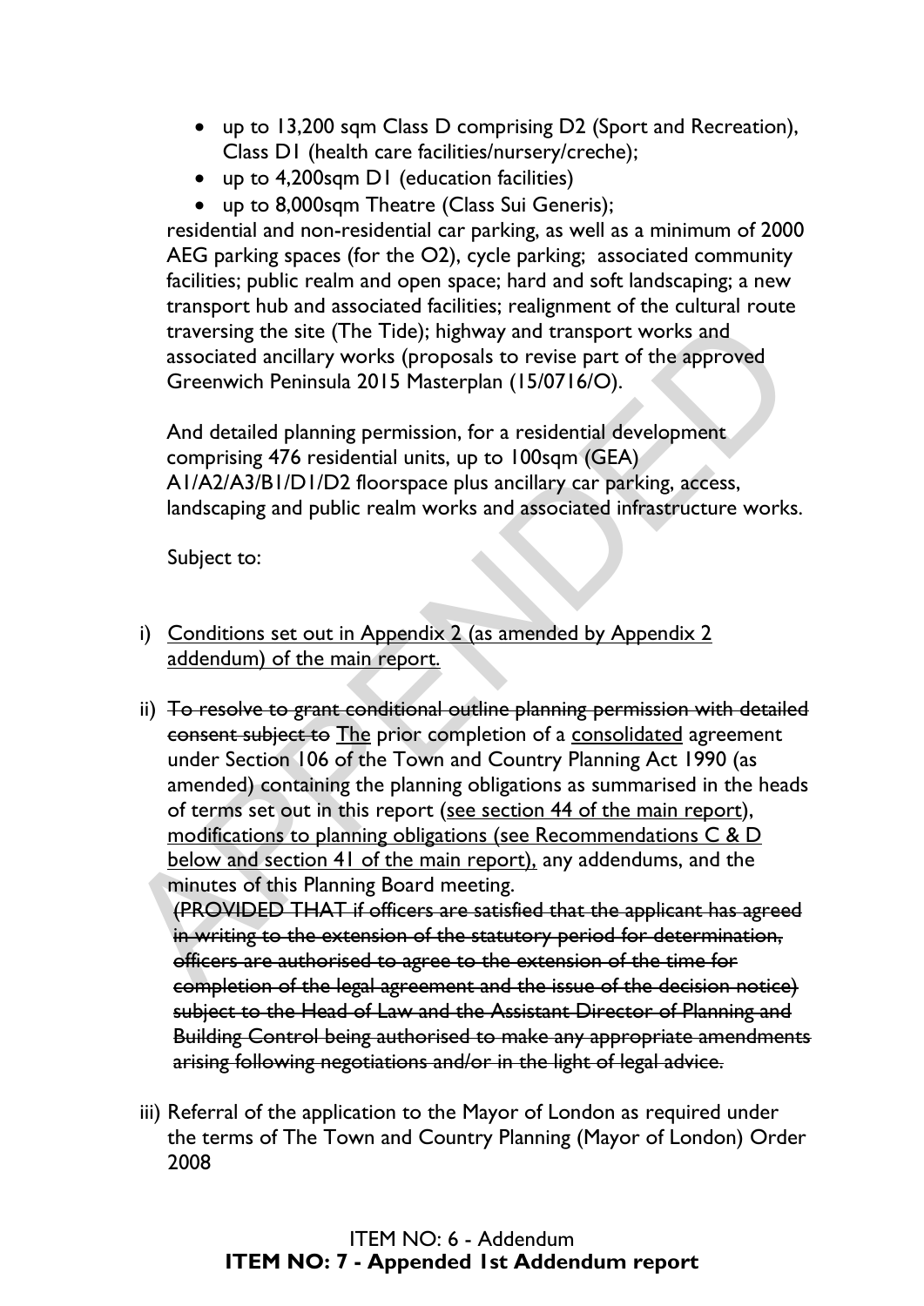- up to 13,200 sqm Class D comprising D2 (Sport and Recreation), Class D1 (health care facilities/nursery/creche);
- up to 4,200sqm D1 (education facilities)
- up to 8,000sqm Theatre (Class Sui Generis);

residential and non-residential car parking, as well as a minimum of 2000 AEG parking spaces (for the O2), cycle parking; associated community facilities; public realm and open space; hard and soft landscaping; a new transport hub and associated facilities; realignment of the cultural route traversing the site (The Tide); highway and transport works and associated ancillary works (proposals to revise part of the approved Greenwich Peninsula 2015 Masterplan (15/0716/O).

And detailed planning permission, for a residential development comprising 476 residential units, up to 100sqm (GEA) A1/A2/A3/B1/D1/D2 floorspace plus ancillary car parking, access, landscaping and public realm works and associated infrastructure works.

Subject to:

i) Conditions set out in Appendix 2 (as amended by Appendix 2 addendum) of the main report.

ii) ~~To resolve to grant conditional outline planning permission with detailed consent subject to~~ The prior completion of a consolidated agreement under Section 106 of the Town and Country Planning Act 1990 (as amended) containing the planning obligations as summarised in the heads of terms set out in this report (see section 44 of the main report), modifications to planning obligations (see Recommendations C & D below and section 41 of the main report), any addendums, and the minutes of this Planning Board meeting.
~~(PROVIDED THAT if officers are satisfied that the applicant has agreed in writing to the extension of the statutory period for determination, officers are authorised to agree to the extension of the time for completion of the legal agreement and the issue of the decision notice) subject to the Head of Law and the Assistant Director of Planning and Building Control being authorised to make any appropriate amendments arising following negotiations and/or in the light of legal advice.~~

iii) Referral of the application to the Mayor of London as required under the terms of The Town and Country Planning (Mayor of London) Order 2008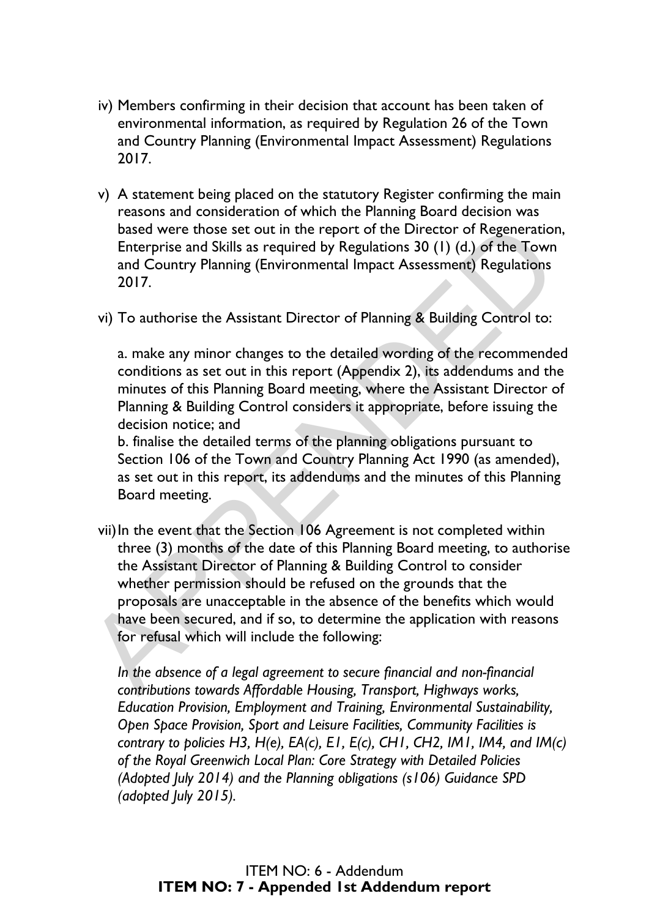iv) Members confirming in their decision that account has been taken of environmental information, as required by Regulation 26 of the Town and Country Planning (Environmental Impact Assessment) Regulations 2017.

v) A statement being placed on the statutory Register confirming the main reasons and consideration of which the Planning Board decision was based were those set out in the report of the Director of Regeneration, Enterprise and Skills as required by Regulations 30 (1) (d.) of the Town and Country Planning (Environmental Impact Assessment) Regulations 2017.

vi) To authorise the Assistant Director of Planning & Building Control to:

a. make any minor changes to the detailed wording of the recommended conditions as set out in this report (Appendix 2), its addendums and the minutes of this Planning Board meeting, where the Assistant Director of Planning & Building Control considers it appropriate, before issuing the decision notice; and

b. finalise the detailed terms of the planning obligations pursuant to Section 106 of the Town and Country Planning Act 1990 (as amended), as set out in this report, its addendums and the minutes of this Planning Board meeting.

vii) In the event that the Section 106 Agreement is not completed within three (3) months of the date of this Planning Board meeting, to authorise the Assistant Director of Planning & Building Control to consider whether permission should be refused on the grounds that the proposals are unacceptable in the absence of the benefits which would have been secured, and if so, to determine the application with reasons for refusal which will include the following:

*In the absence of a legal agreement to secure financial and non-financial contributions towards Affordable Housing, Transport, Highways works, Education Provision, Employment and Training, Environmental Sustainability, Open Space Provision, Sport and Leisure Facilities, Community Facilities is contrary to policies H3, H(e), EA(c), E1, E(c), CH1, CH2, IM1, IM4, and IM(c) of the Royal Greenwich Local Plan: Core Strategy with Detailed Policies (Adopted July 2014) and the Planning obligations (s106) Guidance SPD (adopted July 2015).*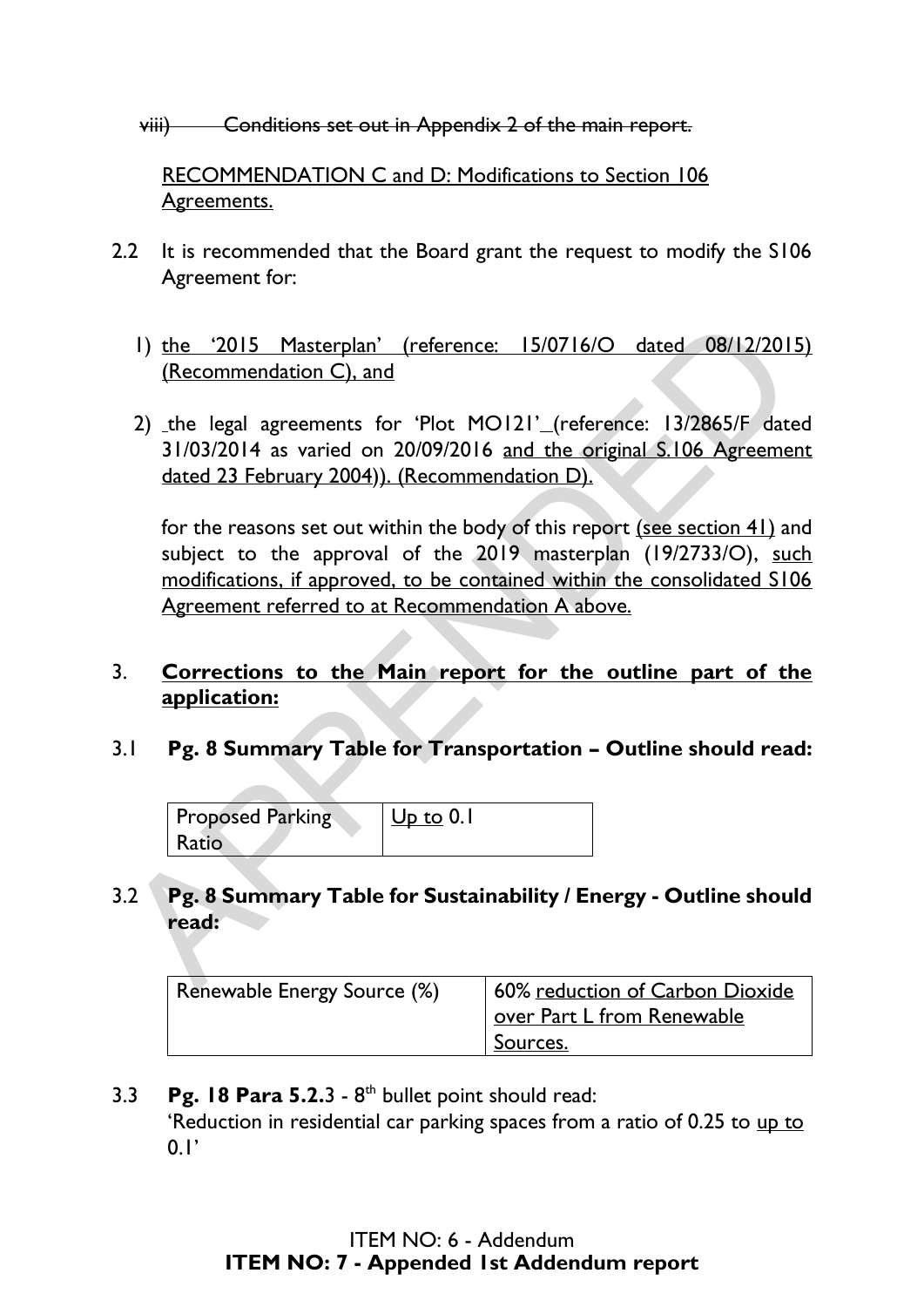~~viii) Conditions set out in Appendix 2 of the main report.~~

<u>RECOMMENDATION C and D: Modifications to Section 106 Agreements.</u>

2.2 It is recommended that the Board grant the request to modify the S106 Agreement for:

1) <u>the '2015 Masterplan' (reference: 15/0716/O dated 08/12/2015) (Recommendation C), and</u>

2) the legal agreements for 'Plot MO121' (reference: 13/2865/F dated 31/03/2014 as varied on 20/09/2016 <u>and the original S.106 Agreement dated 23 February 2004)). (Recommendation D).</u>

for the reasons set out within the body of this report <u>(see section 41)</u> and subject to the approval of the 2019 masterplan (19/2733/O), <u>such modifications, if approved, to be contained within the consolidated S106 Agreement referred to at Recommendation A above.</u>

3. **<u>Corrections to the Main report for the outline part of the application:</u>**

3.1 **Pg. 8 Summary Table for Transportation – Outline should read:**

| Proposed Parking Ratio | <u>Up to</u> 0.1 |
|---|---|

3.2 **Pg. 8 Summary Table for Sustainability / Energy - Outline should read:**

| Renewable Energy Source (%) | 60% <u>reduction of Carbon Dioxide over Part L from Renewable Sources.</u> |
|---|---|

3.3 **Pg. 18 Para 5.2.**3 - 8th bullet point should read:
'Reduction in residential car parking spaces from a ratio of 0.25 to <u>up to</u> 0.1'

ITEM NO: 6 - Addendum
**ITEM NO: 7 - Appended 1st Addendum report**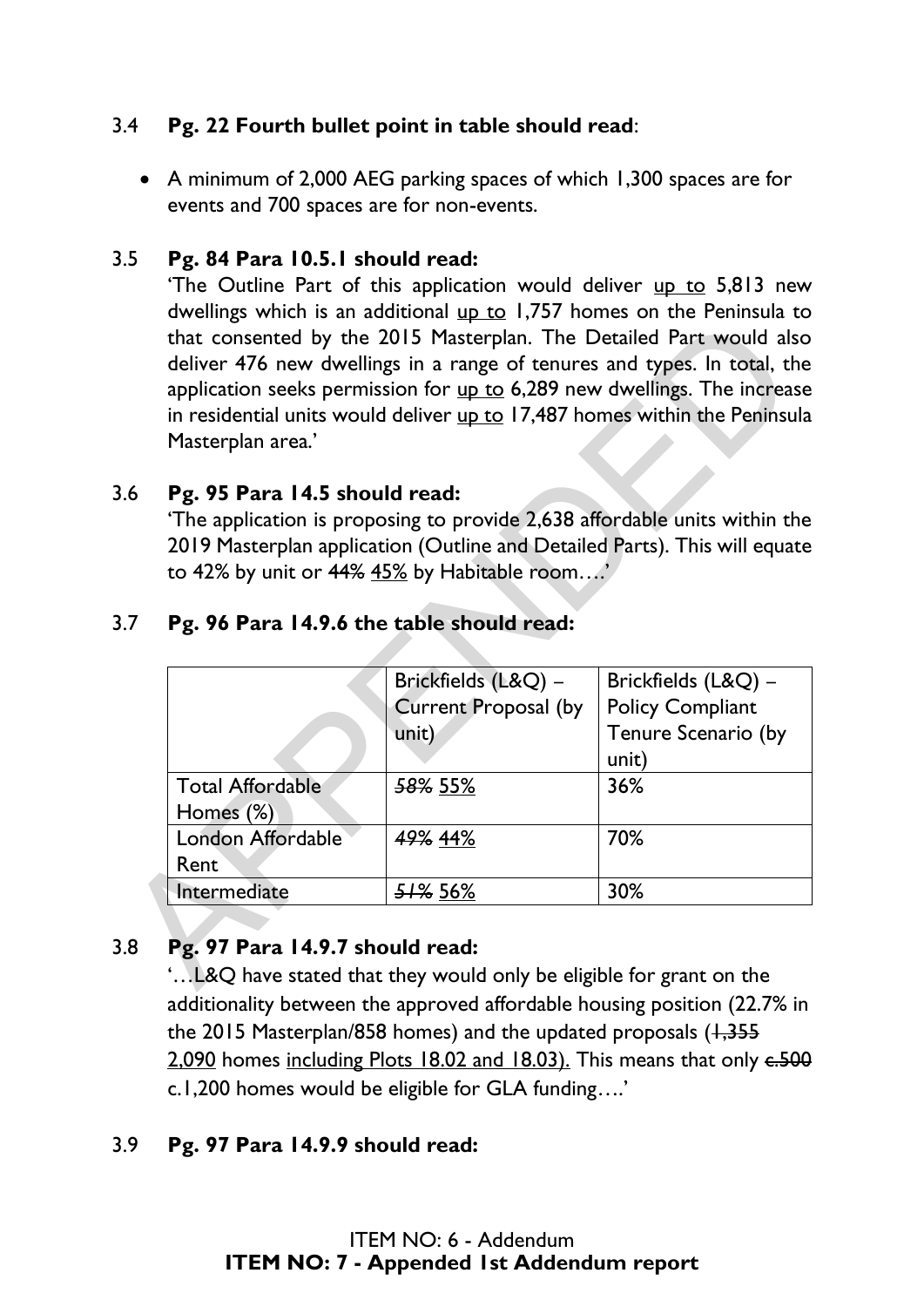3.4 **Pg. 22 Fourth bullet point in table should read**:

- A minimum of 2,000 AEG parking spaces of which 1,300 spaces are for events and 700 spaces are for non-events.

3.5 **Pg. 84 Para 10.5.1 should read:**

'The Outline Part of this application would deliver <u>up to</u> 5,813 new dwellings which is an additional <u>up to</u> 1,757 homes on the Peninsula to that consented by the 2015 Masterplan. The Detailed Part would also deliver 476 new dwellings in a range of tenures and types. In total, the application seeks permission for <u>up to</u> 6,289 new dwellings. The increase in residential units would deliver <u>up to</u> 17,487 homes within the Peninsula Masterplan area.'

3.6 **Pg. 95 Para 14.5 should read:**

'The application is proposing to provide 2,638 affordable units within the 2019 Masterplan application (Outline and Detailed Parts). This will equate to 42% by unit or ~~44%~~ <u>45%</u> by Habitable room….'

3.7 **Pg. 96 Para 14.9.6 the table should read:**

| | Brickfields (L&Q) – Current Proposal (by unit) | Brickfields (L&Q) – Policy Compliant Tenure Scenario (by unit) |
|---|---|---|
| Total Affordable Homes (%) | ~~58%~~ <u>55%</u> | 36% |
| London Affordable Rent | ~~49%~~ <u>44%</u> | 70% |
| Intermediate | ~~51%~~ <u>56%</u> | 30% |

3.8 **Pg. 97 Para 14.9.7 should read:**

'…L&Q have stated that they would only be eligible for grant on the additionality between the approved affordable housing position (22.7% in the 2015 Masterplan/858 homes) and the updated proposals (~~1,355~~ <u>2,090</u> homes <u>including Plots 18.02 and 18.03).</u> This means that only ~~c.500~~ c.1,200 homes would be eligible for GLA funding….'

3.9 **Pg. 97 Para 14.9.9 should read:**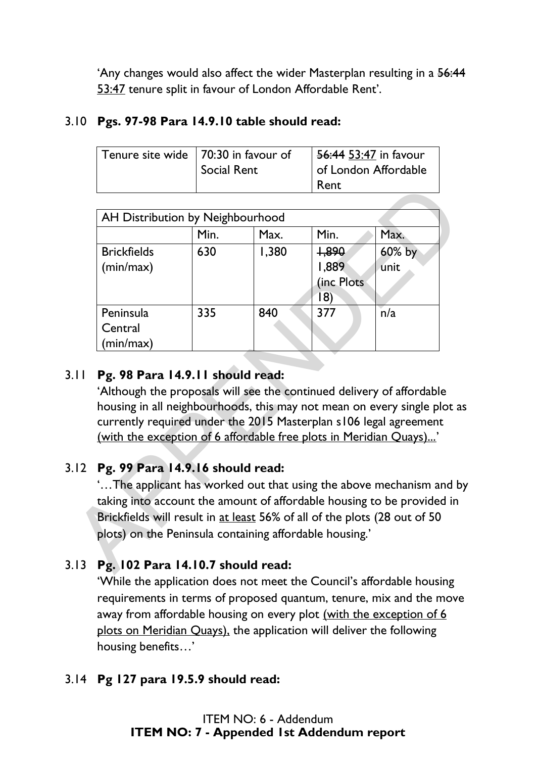'Any changes would also affect the wider Masterplan resulting in a ~~56:44~~ <u>53:47</u> tenure split in favour of London Affordable Rent'.

3.10 **Pgs. 97-98 Para 14.9.10 table should read:**

| Tenure site wide | 70:30 in favour of Social Rent | ~~56:44~~ <u>53:47</u> in favour of London Affordable Rent |
|---|---|---|

| AH Distribution by Neighbourhood | | | | |
|---|---|---|---|---|
| | Min. | Max. | Min. | Max. |
| Brickfields (min/max) | 630 | 1,380 | ~~1,890~~ 1,889 (inc Plots 18) | 60% by unit |
| Peninsula Central (min/max) | 335 | 840 | 377 | n/a |

3.11 **Pg. 98 Para 14.9.11 should read:**

'Although the proposals will see the continued delivery of affordable housing in all neighbourhoods, this may not mean on every single plot as currently required under the 2015 Masterplan s106 legal agreement <u>(with the exception of 6 affordable free plots in Meridian Quays)...</u>'

3.12 **Pg. 99 Para 14.9.16 should read:**

'…The applicant has worked out that using the above mechanism and by taking into account the amount of affordable housing to be provided in Brickfields will result in <u>at least</u> 56% of all of the plots (28 out of 50 plots) on the Peninsula containing affordable housing.'

3.13 **Pg. 102 Para 14.10.7 should read:**

'While the application does not meet the Council's affordable housing requirements in terms of proposed quantum, tenure, mix and the move away from affordable housing on every plot <u>(with the exception of 6 plots on Meridian Quays),</u> the application will deliver the following housing benefits…'

3.14 **Pg 127 para 19.5.9 should read:**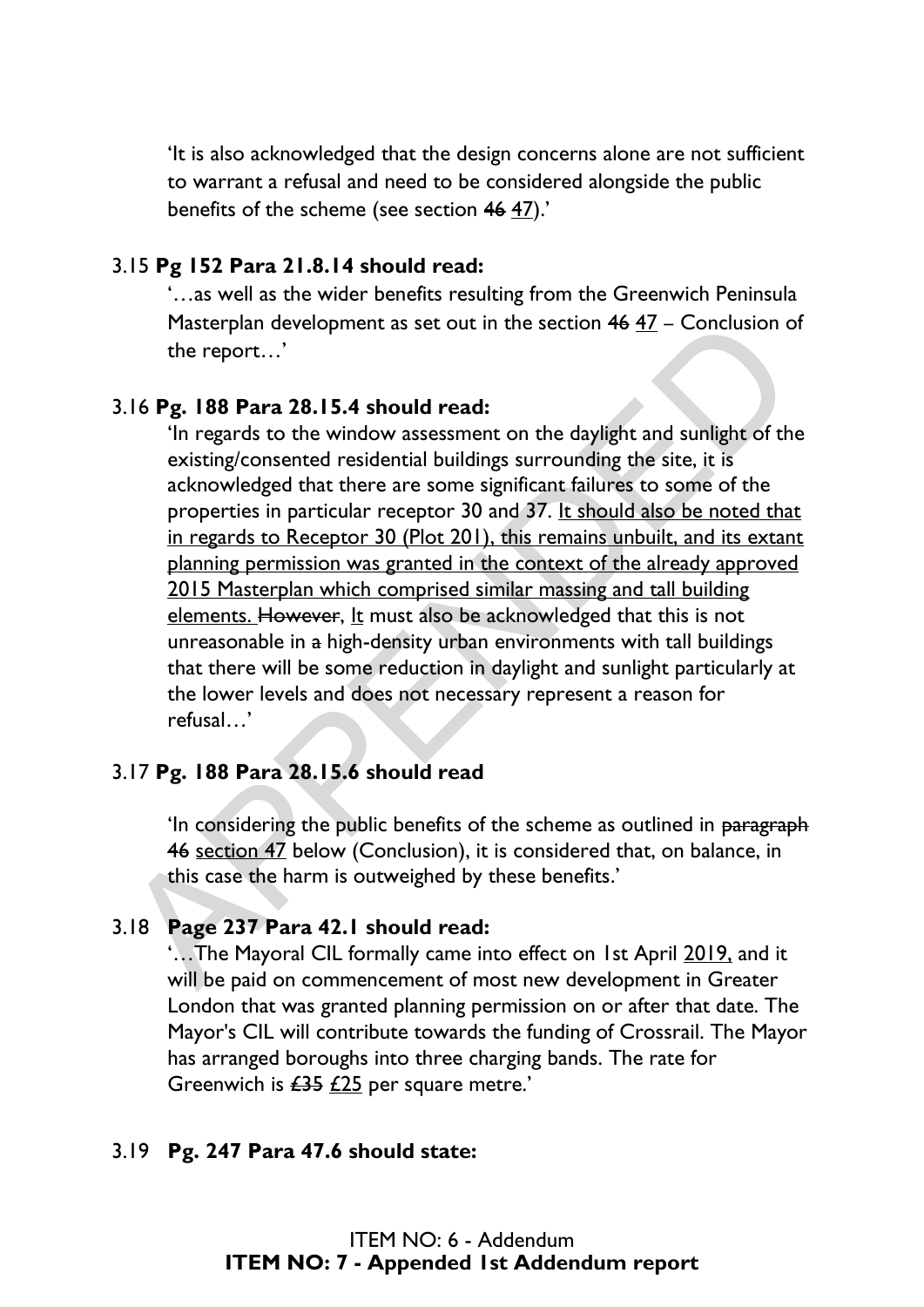'It is also acknowledged that the design concerns alone are not sufficient to warrant a refusal and need to be considered alongside the public benefits of the scheme (see section ~~46~~ <u>47</u>).'

3.15 **Pg 152 Para 21.8.14 should read:**

'…as well as the wider benefits resulting from the Greenwich Peninsula Masterplan development as set out in the section ~~46~~ <u>47</u> – Conclusion of the report…'

3.16 **Pg. 188 Para 28.15.4 should read:**

'In regards to the window assessment on the daylight and sunlight of the existing/consented residential buildings surrounding the site, it is acknowledged that there are some significant failures to some of the properties in particular receptor 30 and 37. <u>It should also be noted that in regards to Receptor 30 (Plot 201), this remains unbuilt, and its extant planning permission was granted in the context of the already approved 2015 Masterplan which comprised similar massing and tall building elements.</u> ~~However~~, <u>It</u> must also be acknowledged that this is not unreasonable in ~~a~~ high-density urban environments with tall buildings that there will be some reduction in daylight and sunlight particularly at the lower levels and does not necessary represent a reason for refusal…'

3.17 **Pg. 188 Para 28.15.6 should read**

'In considering the public benefits of the scheme as outlined in ~~paragraph 46~~ <u>section 47</u> below (Conclusion), it is considered that, on balance, in this case the harm is outweighed by these benefits.'

3.18 **Page 237 Para 42.1 should read:**

'…The Mayoral CIL formally came into effect on 1st April <u>2019,</u> and it will be paid on commencement of most new development in Greater London that was granted planning permission on or after that date. The Mayor's CIL will contribute towards the funding of Crossrail. The Mayor has arranged boroughs into three charging bands. The rate for Greenwich is ~~£35~~ <u>£25</u> per square metre.'

3.19 **Pg. 247 Para 47.6 should state:**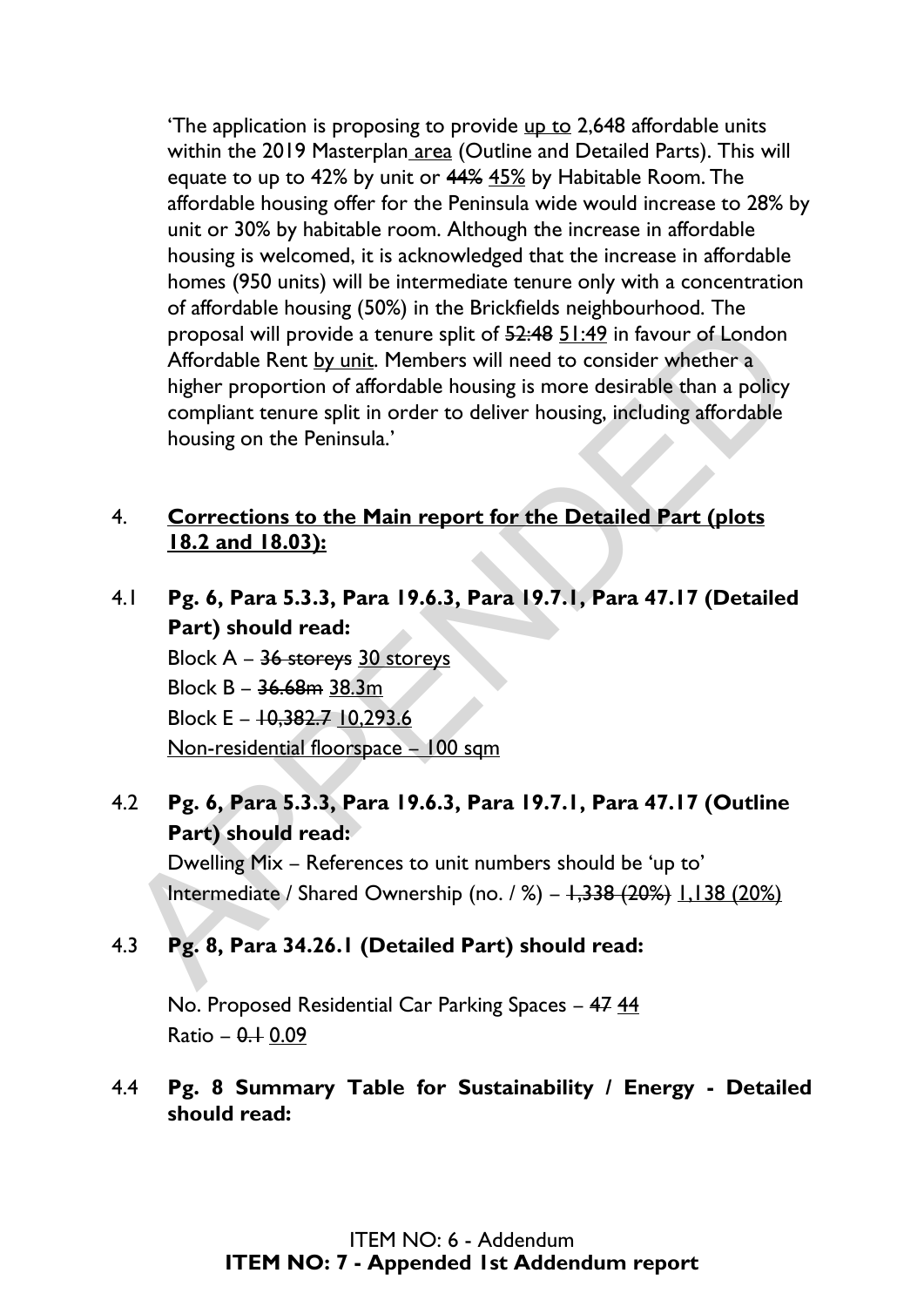'The application is proposing to provide <u>up to</u> 2,648 affordable units within the 2019 Masterplan <u>area</u> (Outline and Detailed Parts). This will equate to up to 42% by unit or ~~44%~~ <u>45%</u> by Habitable Room. The affordable housing offer for the Peninsula wide would increase to 28% by unit or 30% by habitable room. Although the increase in affordable housing is welcomed, it is acknowledged that the increase in affordable homes (950 units) will be intermediate tenure only with a concentration of affordable housing (50%) in the Brickfields neighbourhood. The proposal will provide a tenure split of ~~52:48~~ <u>51:49</u> in favour of London Affordable Rent <u>by unit</u>. Members will need to consider whether a higher proportion of affordable housing is more desirable than a policy compliant tenure split in order to deliver housing, including affordable housing on the Peninsula.'

## 4. Corrections to the Main report for the Detailed Part (plots 18.2 and 18.03):

**4.1 Pg. 6, Para 5.3.3, Para 19.6.3, Para 19.7.1, Para 47.17 (Detailed Part) should read:**

Block A – ~~36 storeys~~ <u>30 storeys</u>
Block B – ~~36.68m~~ <u>38.3m</u>
Block E – ~~10,382.7~~ <u>10,293.6</u>
<u>Non-residential floorspace – 100 sqm</u>

**4.2 Pg. 6, Para 5.3.3, Para 19.6.3, Para 19.7.1, Para 47.17 (Outline Part) should read:**

Dwelling Mix – References to unit numbers should be 'up to'
Intermediate / Shared Ownership (no. / %) – ~~1,338 (20%)~~ <u>1,138 (20%)</u>

**4.3 Pg. 8, Para 34.26.1 (Detailed Part) should read:**

No. Proposed Residential Car Parking Spaces – ~~47~~ <u>44</u>
Ratio – ~~0.1~~ <u>0.09</u>

**4.4 Pg. 8 Summary Table for Sustainability / Energy - Detailed should read:**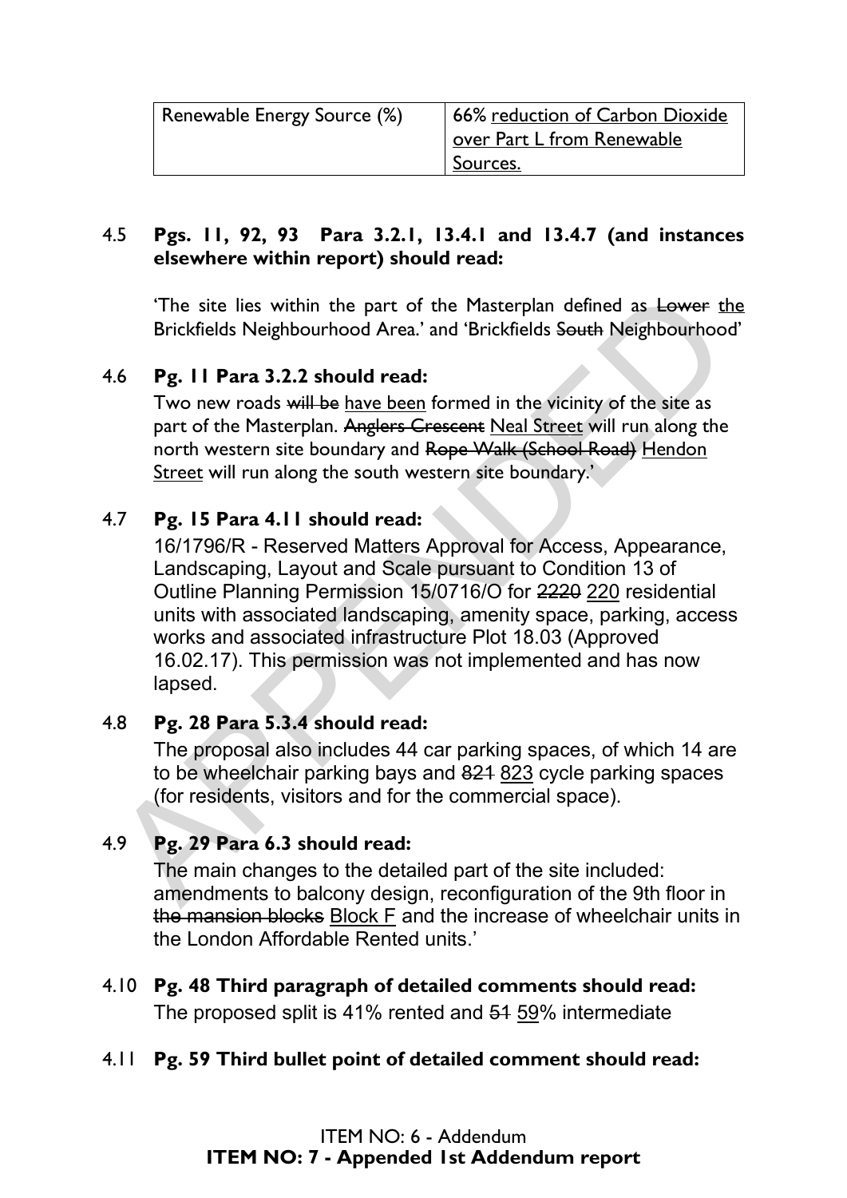| Renewable Energy Source (%) | 66% reduction of Carbon Dioxide over Part L from Renewable Sources. |
|---|---|

4.5 **Pgs. 11, 92, 93 Para 3.2.1, 13.4.1 and 13.4.7 (and instances elsewhere within report) should read:**

'The site lies within the part of the Masterplan defined as ~~Lower~~ the Brickfields Neighbourhood Area.' and 'Brickfields ~~South~~ Neighbourhood'

4.6 **Pg. 11 Para 3.2.2 should read:**

Two new roads ~~will be~~ have been formed in the vicinity of the site as part of the Masterplan. ~~Anglers Crescent~~ Neal Street will run along the north western site boundary and ~~Rope Walk (School Road)~~ Hendon Street will run along the south western site boundary.'

4.7 **Pg. 15 Para 4.11 should read:**

16/1796/R - Reserved Matters Approval for Access, Appearance, Landscaping, Layout and Scale pursuant to Condition 13 of Outline Planning Permission 15/0716/O for ~~2220~~ 220 residential units with associated landscaping, amenity space, parking, access works and associated infrastructure Plot 18.03 (Approved 16.02.17). This permission was not implemented and has now lapsed.

4.8 **Pg. 28 Para 5.3.4 should read:**

The proposal also includes 44 car parking spaces, of which 14 are to be wheelchair parking bays and ~~821~~ 823 cycle parking spaces (for residents, visitors and for the commercial space).

4.9 **Pg. 29 Para 6.3 should read:**

The main changes to the detailed part of the site included: amendments to balcony design, reconfiguration of the 9th floor in ~~the mansion blocks~~ Block F and the increase of wheelchair units in the London Affordable Rented units.'

4.10 **Pg. 48 Third paragraph of detailed comments should read:**

The proposed split is 41% rented and ~~51~~ 59% intermediate

4.11 **Pg. 59 Third bullet point of detailed comment should read:**

ITEM NO: 6 - Addendum
**ITEM NO: 7 - Appended 1st Addendum report**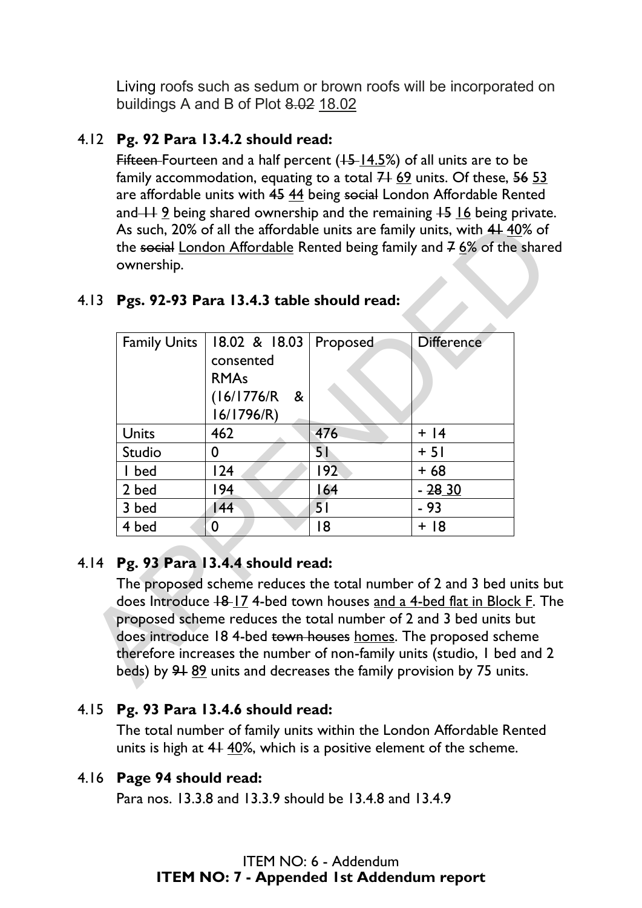Living roofs such as sedum or brown roofs will be incorporated on buildings A and B of Plot ~~8.02~~ 18.02

4.12 **Pg. 92 Para 13.4.2 should read:**

~~Fifteen~~ Fourteen and a half percent (~~15~~ 14.5%) of all units are to be family accommodation, equating to a total ~~71~~ 69 units. Of these, ~~56~~ 53 are affordable units with ~~45~~ 44 being ~~social~~ London Affordable Rented and ~~11~~ 9 being shared ownership and the remaining ~~15~~ 16 being private. As such, 20% of all the affordable units are family units, with ~~41~~ 40% of the ~~social~~ London Affordable Rented being family and ~~7~~ 6% of the shared ownership.

4.13 **Pgs. 92-93 Para 13.4.3 table should read:**

| Family Units | 18.02 & 18.03 consented RMAs (16/1776/R & 16/1796/R) | Proposed | Difference |
|---|---|---|---|
| Units | 462 | 476 | + 14 |
| Studio | 0 | 51 | + 51 |
| 1 bed | 124 | 192 | + 68 |
| 2 bed | 194 | 164 | - ~~28~~ 30 |
| 3 bed | 144 | 51 | - 93 |
| 4 bed | 0 | 18 | + 18 |

4.14 **Pg. 93 Para 13.4.4 should read:**

The proposed scheme reduces the total number of 2 and 3 bed units but does Introduce ~~18~~ 17 4-bed town houses and a 4-bed flat in Block F. The proposed scheme reduces the total number of 2 and 3 bed units but does introduce 18 4-bed ~~town houses~~ homes. The proposed scheme therefore increases the number of non-family units (studio, 1 bed and 2 beds) by ~~91~~ 89 units and decreases the family provision by 75 units.

4.15 **Pg. 93 Para 13.4.6 should read:**

The total number of family units within the London Affordable Rented units is high at ~~41~~ 40%, which is a positive element of the scheme.

4.16 **Page 94 should read:**

Para nos. 13.3.8 and 13.3.9 should be 13.4.8 and 13.4.9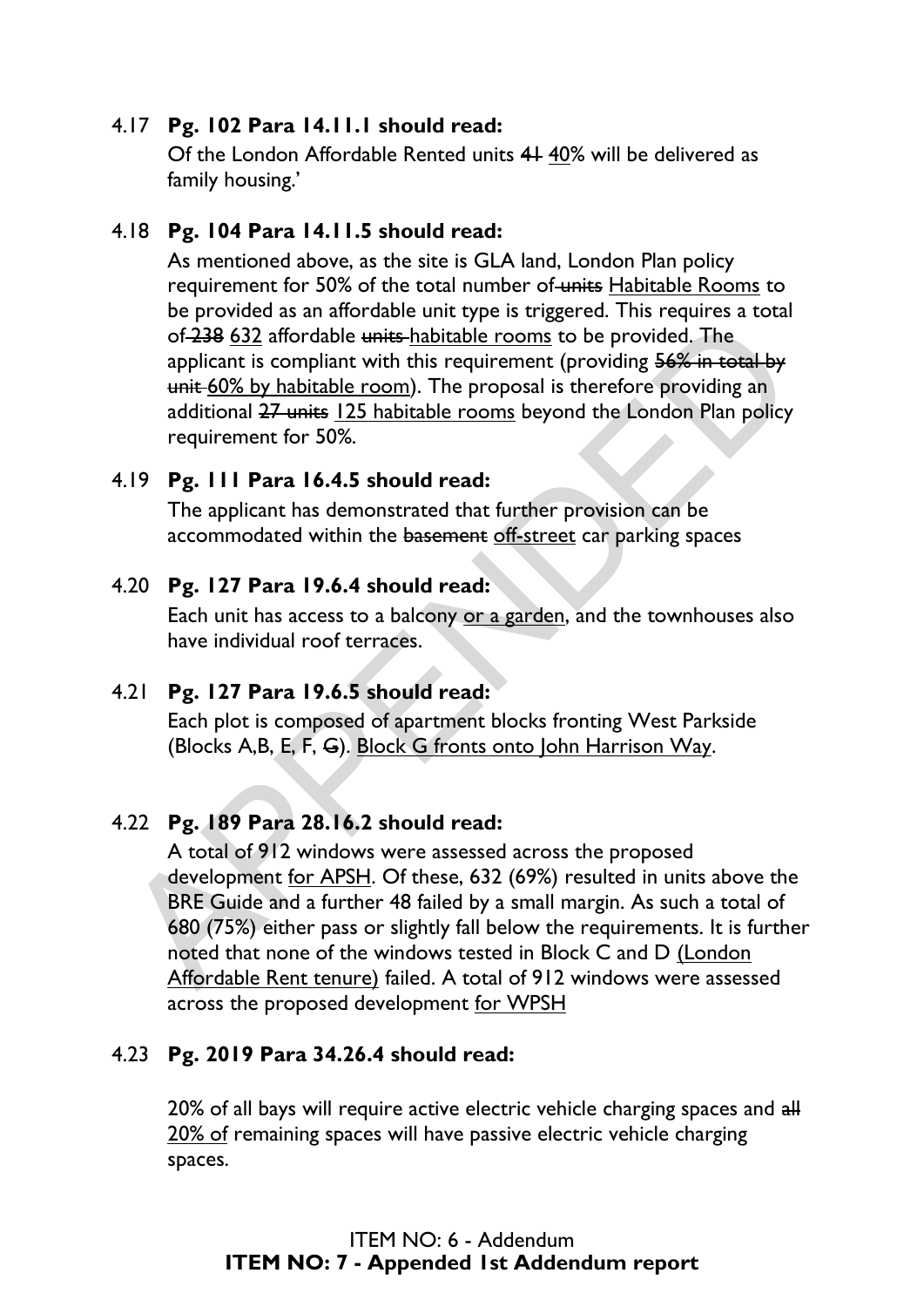4.17 **Pg. 102 Para 14.11.1 should read:**

Of the London Affordable Rented units ~~41~~ <u>40</u>% will be delivered as family housing.'

4.18 **Pg. 104 Para 14.11.5 should read:**

As mentioned above, as the site is GLA land, London Plan policy requirement for 50% of the total number of ~~units~~ <u>Habitable Rooms</u> to be provided as an affordable unit type is triggered. This requires a total of ~~238~~ <u>632</u> affordable ~~units~~ <u>habitable rooms</u> to be provided. The applicant is compliant with this requirement (providing ~~56% in total by unit~~ <u>60% by habitable room</u>). The proposal is therefore providing an additional ~~27 units~~ <u>125 habitable rooms</u> beyond the London Plan policy requirement for 50%.

4.19 **Pg. 111 Para 16.4.5 should read:**

The applicant has demonstrated that further provision can be accommodated within the ~~basement~~ <u>off-street</u> car parking spaces

4.20 **Pg. 127 Para 19.6.4 should read:**

Each unit has access to a balcony <u>or a garden</u>, and the townhouses also have individual roof terraces.

4.21 **Pg. 127 Para 19.6.5 should read:**

Each plot is composed of apartment blocks fronting West Parkside (Blocks A,B, E, F, ~~G~~). <u>Block G fronts onto John Harrison Way</u>.

4.22 **Pg. 189 Para 28.16.2 should read:**

A total of 912 windows were assessed across the proposed development <u>for APSH</u>. Of these, 632 (69%) resulted in units above the BRE Guide and a further 48 failed by a small margin. As such a total of 680 (75%) either pass or slightly fall below the requirements. It is further noted that none of the windows tested in Block C and D <u>(London Affordable Rent tenure)</u> failed. A total of 912 windows were assessed across the proposed development <u>for WPSH</u>

4.23 **Pg. 2019 Para 34.26.4 should read:**

20% of all bays will require active electric vehicle charging spaces and ~~all~~ <u>20% of</u> remaining spaces will have passive electric vehicle charging spaces.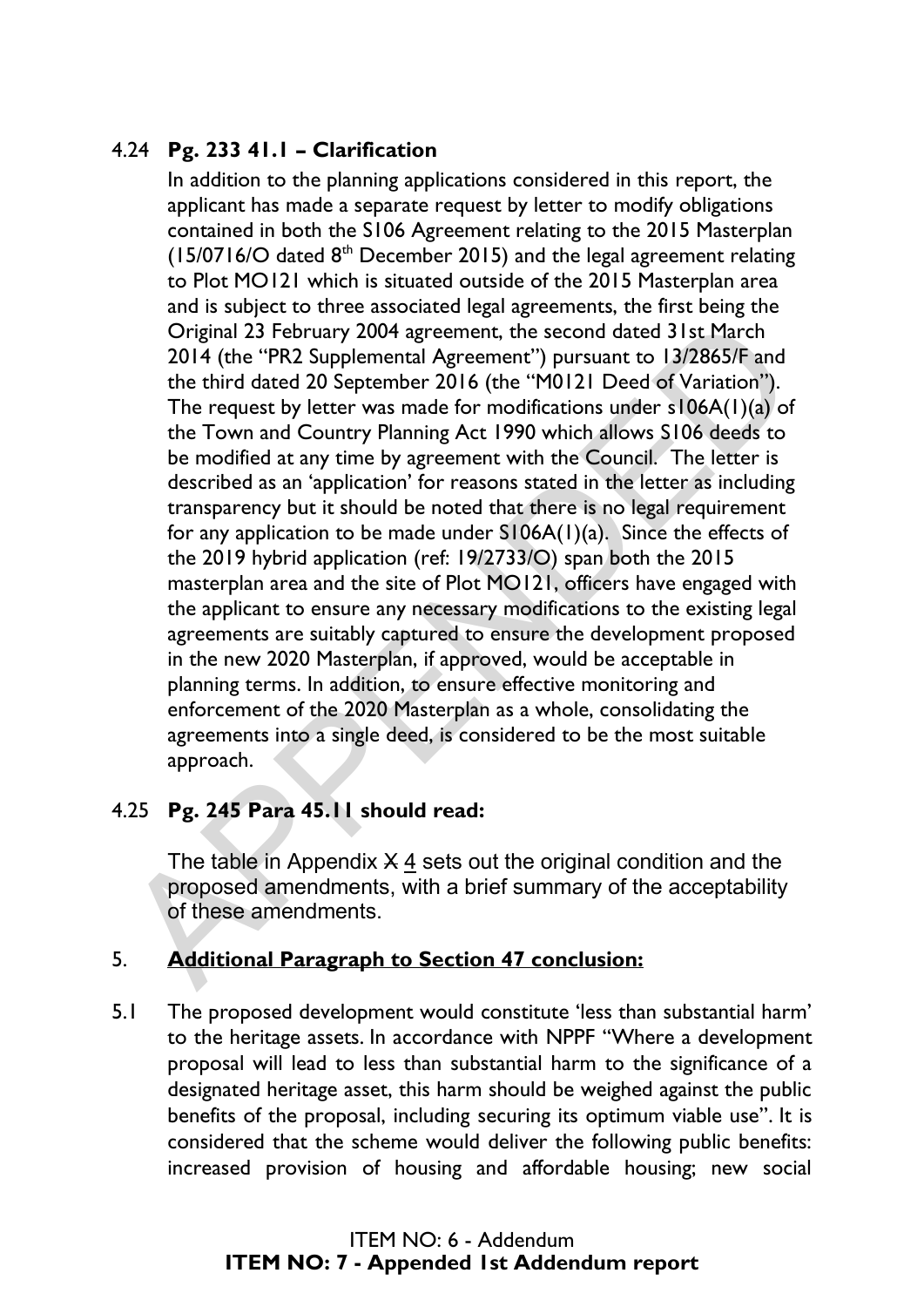4.24 **Pg. 233 41.1 – Clarification**

In addition to the planning applications considered in this report, the applicant has made a separate request by letter to modify obligations contained in both the S106 Agreement relating to the 2015 Masterplan (15/0716/O dated 8th December 2015) and the legal agreement relating to Plot MO121 which is situated outside of the 2015 Masterplan area and is subject to three associated legal agreements, the first being the Original 23 February 2004 agreement, the second dated 31st March 2014 (the "PR2 Supplemental Agreement") pursuant to 13/2865/F and the third dated 20 September 2016 (the "M0121 Deed of Variation"). The request by letter was made for modifications under s106A(1)(a) of the Town and Country Planning Act 1990 which allows S106 deeds to be modified at any time by agreement with the Council. The letter is described as an 'application' for reasons stated in the letter as including transparency but it should be noted that there is no legal requirement for any application to be made under S106A(1)(a). Since the effects of the 2019 hybrid application (ref: 19/2733/O) span both the 2015 masterplan area and the site of Plot MO121, officers have engaged with the applicant to ensure any necessary modifications to the existing legal agreements are suitably captured to ensure the development proposed in the new 2020 Masterplan, if approved, would be acceptable in planning terms. In addition, to ensure effective monitoring and enforcement of the 2020 Masterplan as a whole, consolidating the agreements into a single deed, is considered to be the most suitable approach.

4.25 **Pg. 245 Para 45.11 should read:**

The table in Appendix ~~X~~ 4 sets out the original condition and the proposed amendments, with a brief summary of the acceptability of these amendments.

5. **Additional Paragraph to Section 47 conclusion:**

5.1 The proposed development would constitute 'less than substantial harm' to the heritage assets. In accordance with NPPF "Where a development proposal will lead to less than substantial harm to the significance of a designated heritage asset, this harm should be weighed against the public benefits of the proposal, including securing its optimum viable use". It is considered that the scheme would deliver the following public benefits: increased provision of housing and affordable housing; new social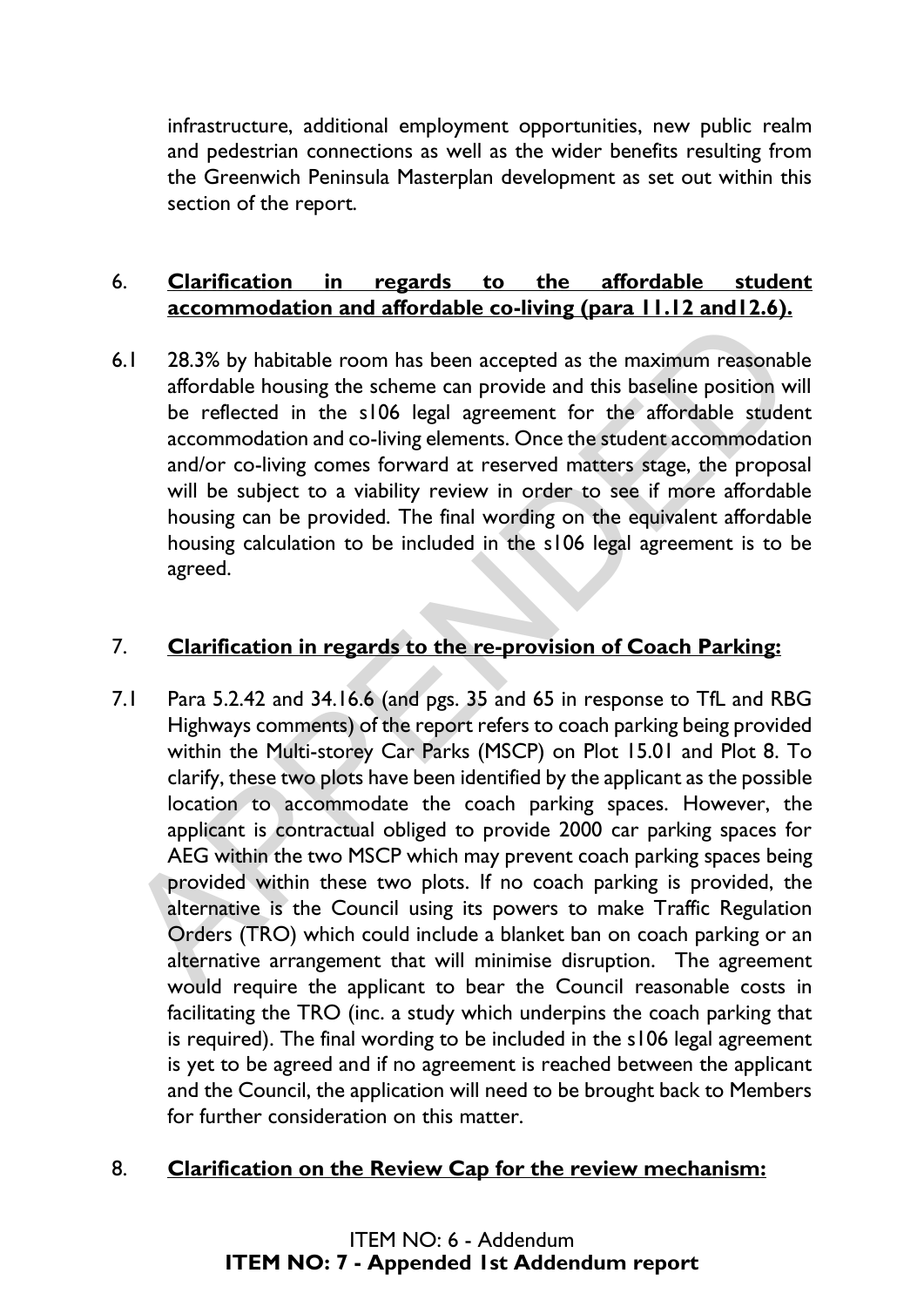infrastructure, additional employment opportunities, new public realm and pedestrian connections as well as the wider benefits resulting from the Greenwich Peninsula Masterplan development as set out within this section of the report.

## 6. Clarification in regards to the affordable student accommodation and affordable co-living (para 11.12 and12.6).

6.1 28.3% by habitable room has been accepted as the maximum reasonable affordable housing the scheme can provide and this baseline position will be reflected in the s106 legal agreement for the affordable student accommodation and co-living elements. Once the student accommodation and/or co-living comes forward at reserved matters stage, the proposal will be subject to a viability review in order to see if more affordable housing can be provided. The final wording on the equivalent affordable housing calculation to be included in the s106 legal agreement is to be agreed.

## 7. Clarification in regards to the re-provision of Coach Parking:

7.1 Para 5.2.42 and 34.16.6 (and pgs. 35 and 65 in response to TfL and RBG Highways comments) of the report refers to coach parking being provided within the Multi-storey Car Parks (MSCP) on Plot 15.01 and Plot 8. To clarify, these two plots have been identified by the applicant as the possible location to accommodate the coach parking spaces. However, the applicant is contractual obliged to provide 2000 car parking spaces for AEG within the two MSCP which may prevent coach parking spaces being provided within these two plots. If no coach parking is provided, the alternative is the Council using its powers to make Traffic Regulation Orders (TRO) which could include a blanket ban on coach parking or an alternative arrangement that will minimise disruption. The agreement would require the applicant to bear the Council reasonable costs in facilitating the TRO (inc. a study which underpins the coach parking that is required). The final wording to be included in the s106 legal agreement is yet to be agreed and if no agreement is reached between the applicant and the Council, the application will need to be brought back to Members for further consideration on this matter.

## 8. Clarification on the Review Cap for the review mechanism: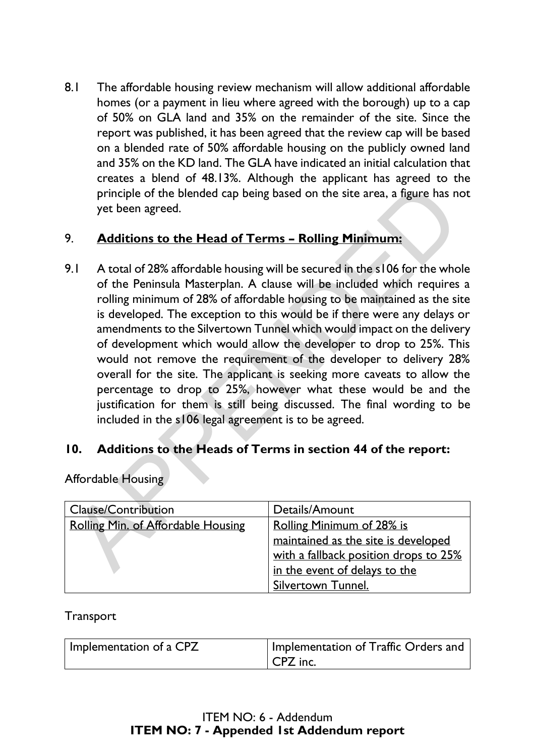8.1 The affordable housing review mechanism will allow additional affordable homes (or a payment in lieu where agreed with the borough) up to a cap of 50% on GLA land and 35% on the remainder of the site. Since the report was published, it has been agreed that the review cap will be based on a blended rate of 50% affordable housing on the publicly owned land and 35% on the KD land. The GLA have indicated an initial calculation that creates a blend of 48.13%. Although the applicant has agreed to the principle of the blended cap being based on the site area, a figure has not yet been agreed.

## 9. Additions to the Head of Terms – Rolling Minimum:

9.1 A total of 28% affordable housing will be secured in the s106 for the whole of the Peninsula Masterplan. A clause will be included which requires a rolling minimum of 28% of affordable housing to be maintained as the site is developed. The exception to this would be if there were any delays or amendments to the Silvertown Tunnel which would impact on the delivery of development which would allow the developer to drop to 25%. This would not remove the requirement of the developer to delivery 28% overall for the site. The applicant is seeking more caveats to allow the percentage to drop to 25%, however what these would be and the justification for them is still being discussed. The final wording to be included in the s106 legal agreement is to be agreed.

## 10. Additions to the Heads of Terms in section 44 of the report:

Affordable Housing

| Clause/Contribution | Details/Amount |
|---|---|
| Rolling Min. of Affordable Housing | Rolling Minimum of 28% is maintained as the site is developed with a fallback position drops to 25% in the event of delays to the Silvertown Tunnel. |

Transport

| Implementation of a CPZ | Implementation of Traffic Orders and CPZ inc. |
|---|---|

ITEM NO: 6 - Addendum
**ITEM NO: 7 - Appended 1st Addendum report**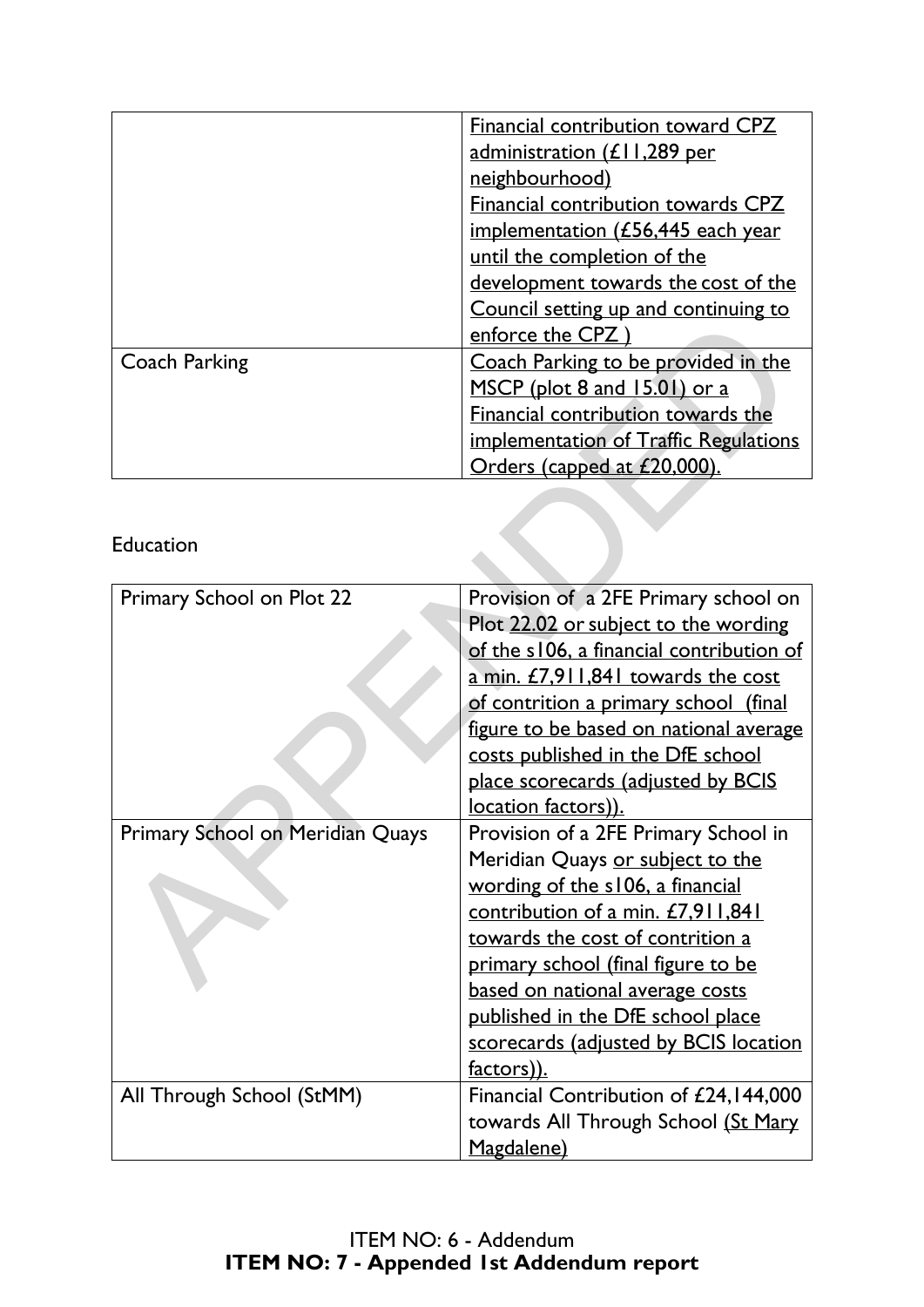| | |
|---|---|
| | Financial contribution toward CPZ administration (£11,289 per neighbourhood) Financial contribution towards CPZ implementation (£56,445 each year until the completion of the development towards the cost of the Council setting up and continuing to enforce the CPZ ) |
| Coach Parking | Coach Parking to be provided in the MSCP (plot 8 and 15.01) or a Financial contribution towards the implementation of Traffic Regulations Orders (capped at £20,000). |

Education

| | |
|---|---|
| Primary School on Plot 22 | Provision of a 2FE Primary school on Plot 22.02 or subject to the wording of the s106, a financial contribution of a min. £7,911,841 towards the cost of contrition a primary school (final figure to be based on national average costs published in the DfE school place scorecards (adjusted by BCIS location factors)). |
| Primary School on Meridian Quays | Provision of a 2FE Primary School in Meridian Quays or subject to the wording of the s106, a financial contribution of a min. £7,911,841 towards the cost of contrition a primary school (final figure to be based on national average costs published in the DfE school place scorecards (adjusted by BCIS location factors)). |
| All Through School (StMM) | Financial Contribution of £24,144,000 towards All Through School (St Mary Magdalene) |

ITEM NO: 6 - Addendum
**ITEM NO: 7 - Appended 1st Addendum report**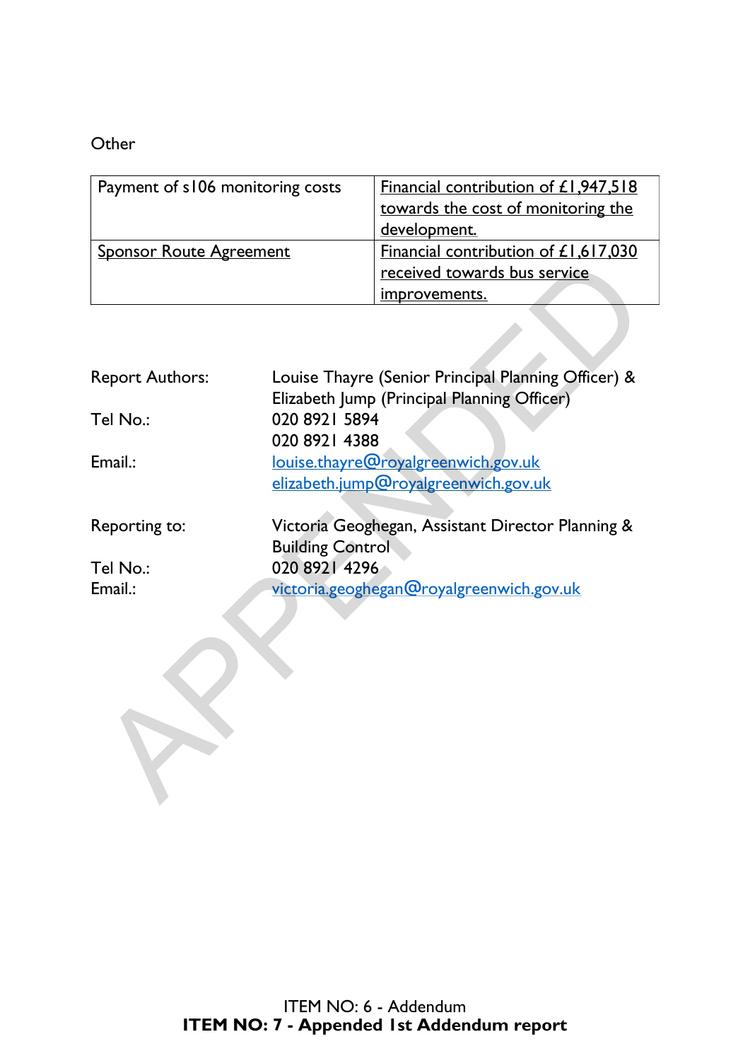Other

| | |
|---|---|
| Payment of s106 monitoring costs | Financial contribution of £1,947,518 towards the cost of monitoring the development. |
| Sponsor Route Agreement | Financial contribution of £1,617,030 received towards bus service improvements. |

| | |
|---|---|
| Report Authors: | Louise Thayre (Senior Principal Planning Officer) & Elizabeth Jump (Principal Planning Officer) |
| Tel No.: | 020 8921 5894<br>020 8921 4388 |
| Email.: | louise.thayre@royalgreenwich.gov.uk<br>elizabeth.jump@royalgreenwich.gov.uk |
| Reporting to: | Victoria Geoghegan, Assistant Director Planning & Building Control |
| Tel No.: | 020 8921 4296 |
| Email.: | victoria.geoghegan@royalgreenwich.gov.uk |

ITEM NO: 6 - Addendum

**ITEM NO: 7 - Appended 1st Addendum report**